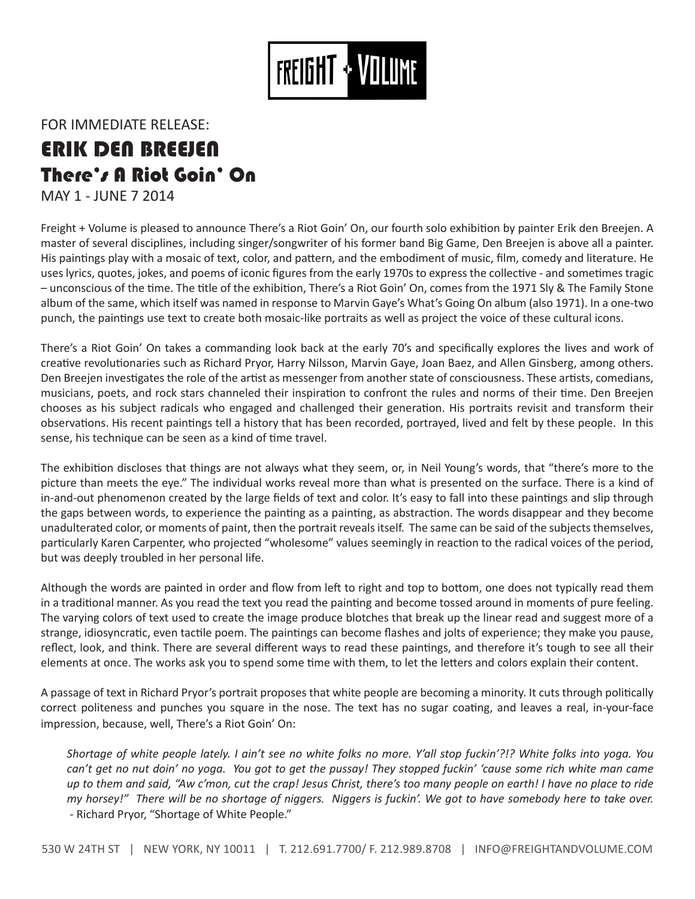FREIGHT + VOLUME

FOR IMMEDIATE RELEASE:

# ERIK DEN BREEJEN

## There's A Riot Goin' On

MAY 1 - JUNE 7 2014

Freight + Volume is pleased to announce There's a Riot Goin' On, our fourth solo exhibition by painter Erik den Breejen. A master of several disciplines, including singer/songwriter of his former band Big Game, Den Breejen is above all a painter. His paintings play with a mosaic of text, color, and pattern, and the embodiment of music, film, comedy and literature. He uses lyrics, quotes, jokes, and poems of iconic figures from the early 1970s to express the collective - and sometimes tragic – unconscious of the time. The title of the exhibition, There's a Riot Goin' On, comes from the 1971 Sly & The Family Stone album of the same, which itself was named in response to Marvin Gaye's What's Going On album (also 1971). In a one-two punch, the paintings use text to create both mosaic-like portraits as well as project the voice of these cultural icons.

There's a Riot Goin' On takes a commanding look back at the early 70's and specifically explores the lives and work of creative revolutionaries such as Richard Pryor, Harry Nilsson, Marvin Gaye, Joan Baez, and Allen Ginsberg, among others. Den Breejen investigates the role of the artist as messenger from another state of consciousness. These artists, comedians, musicians, poets, and rock stars channeled their inspiration to confront the rules and norms of their time. Den Breejen chooses as his subject radicals who engaged and challenged their generation. His portraits revisit and transform their observations. His recent paintings tell a history that has been recorded, portrayed, lived and felt by these people. In this sense, his technique can be seen as a kind of time travel.

The exhibition discloses that things are not always what they seem, or, in Neil Young's words, that "there's more to the picture than meets the eye." The individual works reveal more than what is presented on the surface. There is a kind of in-and-out phenomenon created by the large fields of text and color. It's easy to fall into these paintings and slip through the gaps between words, to experience the painting as a painting, as abstraction. The words disappear and they become unadulterated color, or moments of paint, then the portrait reveals itself. The same can be said of the subjects themselves, particularly Karen Carpenter, who projected "wholesome" values seemingly in reaction to the radical voices of the period, but was deeply troubled in her personal life.

Although the words are painted in order and flow from left to right and top to bottom, one does not typically read them in a traditional manner. As you read the text you read the painting and become tossed around in moments of pure feeling. The varying colors of text used to create the image produce blotches that break up the linear read and suggest more of a strange, idiosyncratic, even tactile poem. The paintings can become flashes and jolts of experience; they make you pause, reflect, look, and think. There are several different ways to read these paintings, and therefore it's tough to see all their elements at once. The works ask you to spend some time with them, to let the letters and colors explain their content.

A passage of text in Richard Pryor's portrait proposes that white people are becoming a minority. It cuts through politically correct politeness and punches you square in the nose. The text has no sugar coating, and leaves a real, in-your-face impression, because, well, There's a Riot Goin' On:

> *Shortage of white people lately. I ain't see no white folks no more. Y'all stop fuckin'?!? White folks into yoga. You can't get no nut doin' no yoga. You got to get the pussay! They stopped fuckin' 'cause some rich white man came up to them and said, "Aw c'mon, cut the crap! Jesus Christ, there's too many people on earth! I have no place to ride my horsey!" There will be no shortage of niggers. Niggers is fuckin'. We got to have somebody here to take over.*
> - Richard Pryor, "Shortage of White People."

530 W 24TH ST | NEW YORK, NY 10011 | T. 212.691.7700/ F. 212.989.8708 | INFO@FREIGHTANDVOLUME.COM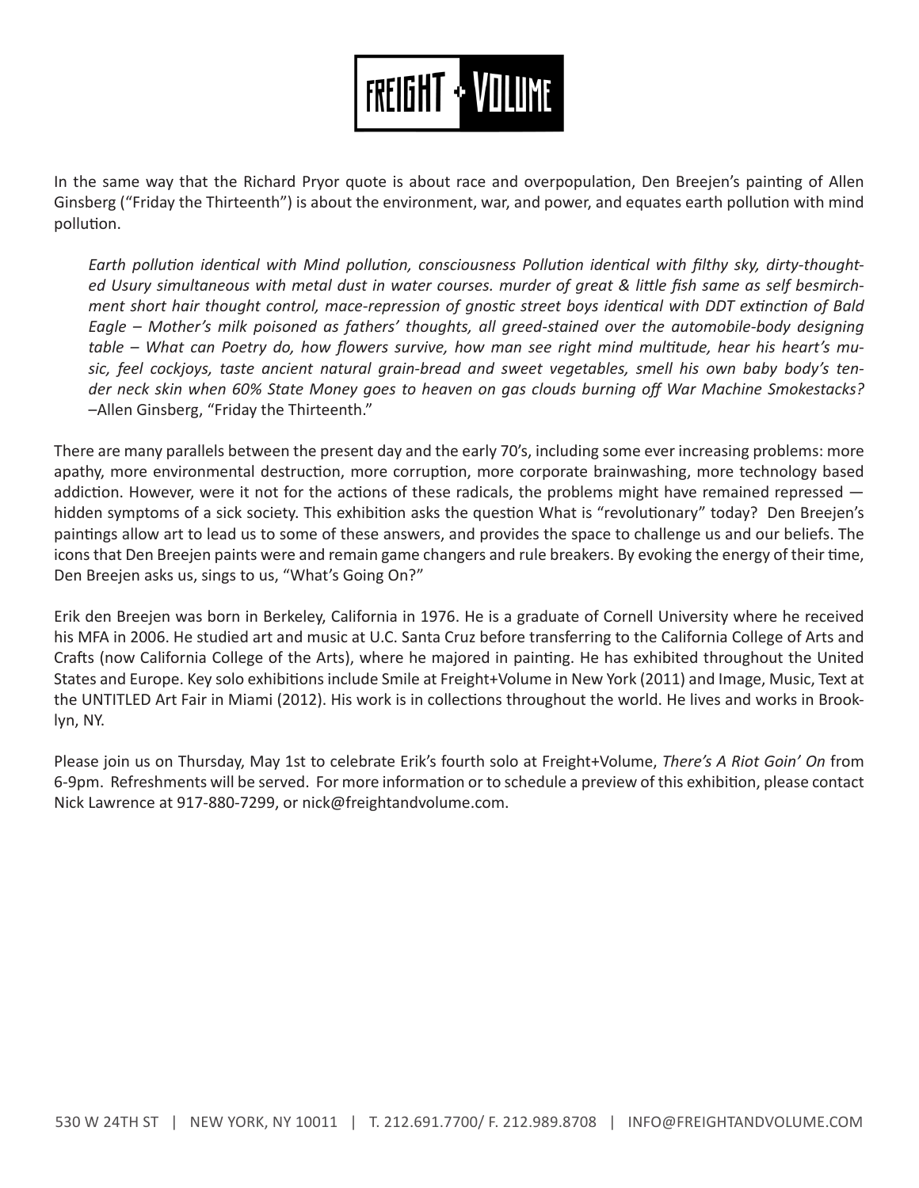In the same way that the Richard Pryor quote is about race and overpopulation, Den Breejen's painting of Allen Ginsberg ("Friday the Thirteenth") is about the environment, war, and power, and equates earth pollution with mind pollution.

> *Earth pollution identical with Mind pollution, consciousness Pollution identical with filthy sky, dirty-thoughted Usury simultaneous with metal dust in water courses. murder of great & little fish same as self besmirchment short hair thought control, mace-repression of gnostic street boys identical with DDT extinction of Bald Eagle – Mother's milk poisoned as fathers' thoughts, all greed-stained over the automobile-body designing table – What can Poetry do, how flowers survive, how man see right mind multitude, hear his heart's music, feel cockjoys, taste ancient natural grain-bread and sweet vegetables, smell his own baby body's tender neck skin when 60% State Money goes to heaven on gas clouds burning off War Machine Smokestacks?*
> –Allen Ginsberg, "Friday the Thirteenth."

There are many parallels between the present day and the early 70's, including some ever increasing problems: more apathy, more environmental destruction, more corruption, more corporate brainwashing, more technology based addiction. However, were it not for the actions of these radicals, the problems might have remained repressed — hidden symptoms of a sick society. This exhibition asks the question What is "revolutionary" today? Den Breejen's paintings allow art to lead us to some of these answers, and provides the space to challenge us and our beliefs. The icons that Den Breejen paints were and remain game changers and rule breakers. By evoking the energy of their time, Den Breejen asks us, sings to us, "What's Going On?"

Erik den Breejen was born in Berkeley, California in 1976. He is a graduate of Cornell University where he received his MFA in 2006. He studied art and music at U.C. Santa Cruz before transferring to the California College of Arts and Crafts (now California College of the Arts), where he majored in painting. He has exhibited throughout the United States and Europe. Key solo exhibitions include Smile at Freight+Volume in New York (2011) and Image, Music, Text at the UNTITLED Art Fair in Miami (2012). His work is in collections throughout the world. He lives and works in Brooklyn, NY.

Please join us on Thursday, May 1st to celebrate Erik's fourth solo at Freight+Volume, *There's A Riot Goin' On* from 6-9pm. Refreshments will be served. For more information or to schedule a preview of this exhibition, please contact Nick Lawrence at 917-880-7299, or nick@freightandvolume.com.